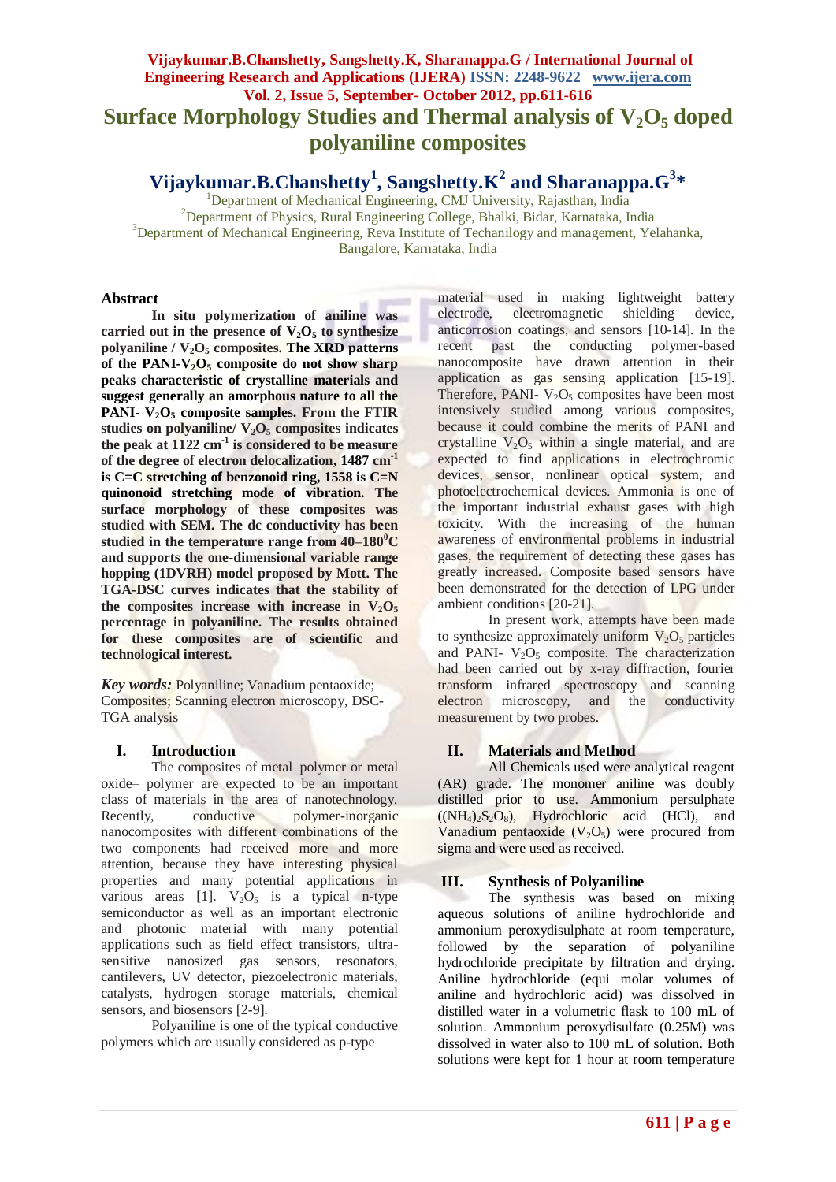# Surface Morphology Studies and Thermal analysis of $V_2O_5$ doped polyaniline composites

**Vijaykumar.B.Chanshetty[1], Sangshetty.K[2] and Sharanappa.G[3]***

[1]Department of Mechanical Engineering, CMJ University, Rajasthan, India
[2]Department of Physics, Rural Engineering College, Bhalki, Bidar, Karnataka, India
[3]Department of Mechanical Engineering, Reva Institute of Techanilogy and management, Yelahanka, Bangalore, Karnataka, India

## Abstract

**In situ polymerization of aniline was carried out in the presence of $V_2O_5$ to synthesize polyaniline / $V_2O_5$ composites. The XRD patterns of the PANI-$V_2O_5$ composite do not show sharp peaks characteristic of crystalline materials and suggest generally an amorphous nature to all the PANI- $V_2O_5$ composite samples. From the FTIR studies on polyaniline/ $V_2O_5$ composites indicates the peak at 1122 $cm^{-1}$ is considered to be measure of the degree of electron delocalization, 1487 $cm^{-1}$ is C=C stretching of benzonoid ring, 1558 is C=N quinonoid stretching mode of vibration. The surface morphology of these composites was studied with SEM. The dc conductivity has been studied in the temperature range from 40–180$^0$C and supports the one-dimensional variable range hopping (1DVRH) model proposed by Mott. The TGA-DSC curves indicates that the stability of the composites increase with increase in $V_2O_5$ percentage in polyaniline. The results obtained for these composites are of scientific and technological interest.**

***Key words:*** Polyaniline; Vanadium pentaoxide; Composites; Scanning electron microscopy, DSC-TGA analysis

## I. Introduction

The composites of metal–polymer or metal oxide– polymer are expected to be an important class of materials in the area of nanotechnology. Recently, conductive polymer-inorganic nanocomposites with different combinations of the two components had received more and more attention, because they have interesting physical properties and many potential applications in various areas [1]. $V_2O_5$ is a typical n-type semiconductor as well as an important electronic and photonic material with many potential applications such as field effect transistors, ultra-sensitive nanosized gas sensors, resonators, cantilevers, UV detector, piezoelectronic materials, catalysts, hydrogen storage materials, chemical sensors, and biosensors [2-9].

Polyaniline is one of the typical conductive polymers which are usually considered as p-type material used in making lightweight battery electrode, electromagnetic shielding device, anticorrosion coatings, and sensors [10-14]. In the recent past the conducting polymer-based nanocomposite have drawn attention in their application as gas sensing application [15-19]. Therefore, PANI- $V_2O_5$ composites have been most intensively studied among various composites, because it could combine the merits of PANI and crystalline $V_2O_5$ within a single material, and are expected to find applications in electrochromic devices, sensor, nonlinear optical system, and photoelectrochemical devices. Ammonia is one of the important industrial exhaust gases with high toxicity. With the increasing of the human awareness of environmental problems in industrial gases, the requirement of detecting these gases has greatly increased. Composite based sensors have been demonstrated for the detection of LPG under ambient conditions [20-21].

In present work, attempts have been made to synthesize approximately uniform $V_2O_5$ particles and PANI- $V_2O_5$ composite. The characterization had been carried out by x-ray diffraction, fourier transform infrared spectroscopy and scanning electron microscopy, and the conductivity measurement by two probes.

## II. Materials and Method

All Chemicals used were analytical reagent (AR) grade. The monomer aniline was doubly distilled prior to use. Ammonium persulphate ($(NH_4)_2S_2O_8$), Hydrochloric acid (HCl), and Vanadium pentaoxide ($V_2O_5$) were procured from sigma and were used as received.

## III. Synthesis of Polyaniline

The synthesis was based on mixing aqueous solutions of aniline hydrochloride and ammonium peroxydisulphate at room temperature, followed by the separation of polyaniline hydrochloride precipitate by filtration and drying. Aniline hydrochloride (equi molar volumes of aniline and hydrochloric acid) was dissolved in distilled water in a volumetric flask to 100 mL of solution. Ammonium peroxydisulfate (0.25M) was dissolved in water also to 100 mL of solution. Both solutions were kept for 1 hour at room temperature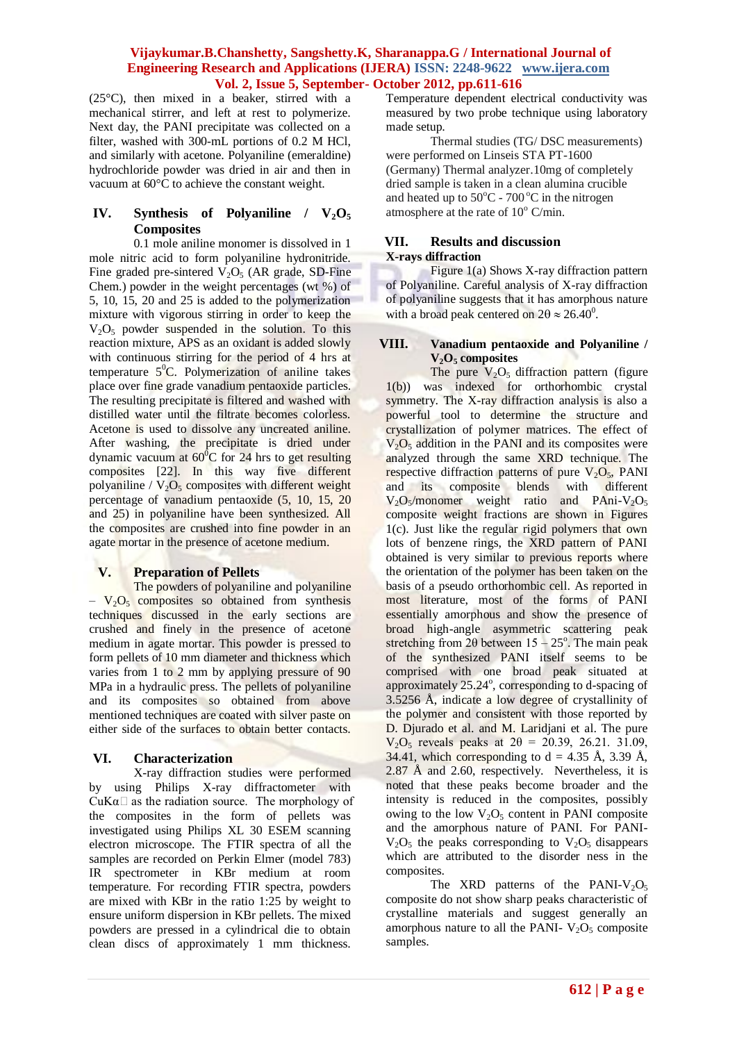(25°C), then mixed in a beaker, stirred with a mechanical stirrer, and left at rest to polymerize. Next day, the PANI precipitate was collected on a filter, washed with 300-mL portions of 0.2 M HCl, and similarly with acetone. Polyaniline (emeraldine) hydrochloride powder was dried in air and then in vacuum at 60°C to achieve the constant weight.

## IV. Synthesis of Polyaniline / $V_2O_5$ Composites

0.1 mole aniline monomer is dissolved in 1 mole nitric acid to form polyaniline hydronitride. Fine graded pre-sintered $V_2O_5$ (AR grade, SD-Fine Chem.) powder in the weight percentages (wt %) of 5, 10, 15, 20 and 25 is added to the polymerization mixture with vigorous stirring in order to keep the $V_2O_5$ powder suspended in the solution. To this reaction mixture, APS as an oxidant is added slowly with continuous stirring for the period of 4 hrs at temperature $5^0$C. Polymerization of aniline takes place over fine grade vanadium pentaoxide particles. The resulting precipitate is filtered and washed with distilled water until the filtrate becomes colorless. Acetone is used to dissolve any unreacted aniline. After washing, the precipitate is dried under dynamic vacuum at $60^0$C for 24 hrs to get resulting composites [22]. In this way five different polyaniline / $V_2O_5$ composites with different weight percentage of vanadium pentaoxide (5, 10, 15, 20 and 25) in polyaniline have been synthesized. All the composites are crushed into fine powder in an agate mortar in the presence of acetone medium.

## V. Preparation of Pellets

The powders of polyaniline and polyaniline – $V_2O_5$ composites so obtained from synthesis techniques discussed in the early sections are crushed and finely in the presence of acetone medium in agate mortar. This powder is pressed to form pellets of 10 mm diameter and thickness which varies from 1 to 2 mm by applying pressure of 90 MPa in a hydraulic press. The pellets of polyaniline and its composites so obtained from above mentioned techniques are coated with silver paste on either side of the surfaces to obtain better contacts.

## VI. Characterization

X-ray diffraction studies were performed by using Philips X-ray diffractometer with CuKα as the radiation source. The morphology of the composites in the form of pellets was investigated using Philips XL 30 ESEM scanning electron microscope. The FTIR spectra of all the samples are recorded on Perkin Elmer (model 783) IR spectrometer in KBr medium at room temperature. For recording FTIR spectra, powders are mixed with KBr in the ratio 1:25 by weight to ensure uniform dispersion in KBr pellets. The mixed powders are pressed in a cylindrical die to obtain clean discs of approximately 1 mm thickness. Temperature dependent electrical conductivity was measured by two probe technique using laboratory made setup.

Thermal studies (TG/ DSC measurements) were performed on Linseis STA PT-1600 (Germany) Thermal analyzer.10mg of completely dried sample is taken in a clean alumina crucible and heated up to $50^oC$ - $700^oC$ in the nitrogen atmosphere at the rate of $10^o$ C/min.

## VII. Results and discussion

### X-rays diffraction

Figure 1(a) Shows X-ray diffraction pattern of Polyaniline. Careful analysis of X-ray diffraction of polyaniline suggests that it has amorphous nature with a broad peak centered on $2\theta \approx 26.40^0$.

## VIII. Vanadium pentaoxide and Polyaniline / $V_2O_5$ composites

The pure $V_2O_5$ diffraction pattern (figure 1(b)) was indexed for orthorhombic crystal symmetry. The X-ray diffraction analysis is also a powerful tool to determine the structure and crystallization of polymer matrices. The effect of $V_2O_5$ addition in the PANI and its composites were analyzed through the same XRD technique. The respective diffraction patterns of pure $V_2O_5$, PANI and its composite blends with different $V_2O_5$/monomer weight ratio and PAni-$V_2O_5$ composite weight fractions are shown in Figures 1(c). Just like the regular rigid polymers that own lots of benzene rings, the XRD pattern of PANI obtained is very similar to previous reports where the orientation of the polymer has been taken on the basis of a pseudo orthorhombic cell. As reported in most literature, most of the forms of PANI essentially amorphous and show the presence of broad high-angle asymmetric scattering peak stretching from 2θ between 15 – $25^o$. The main peak of the synthesized PANI itself seems to be comprised with one broad peak situated at approximately $25.24^o$, corresponding to d-spacing of 3.5256 Å, indicate a low degree of crystallinity of the polymer and consistent with those reported by D. Djurado et al. and M. Laridjani et al. The pure $V_2O_5$ reveals peaks at 2θ = 20.39, 26.21. 31.09, 34.41, which corresponding to d = 4.35 Å, 3.39 Å, 2.87 Å and 2.60, respectively. Nevertheless, it is noted that these peaks become broader and the intensity is reduced in the composites, possibly owing to the low $V_2O_5$ content in PANI composite and the amorphous nature of PANI. For PANI-$V_2O_5$ the peaks corresponding to $V_2O_5$ disappears which are attributed to the disorder ness in the composites.

The XRD patterns of the PANI-$V_2O_5$ composite do not show sharp peaks characteristic of crystalline materials and suggest generally an amorphous nature to all the PANI- $V_2O_5$ composite samples.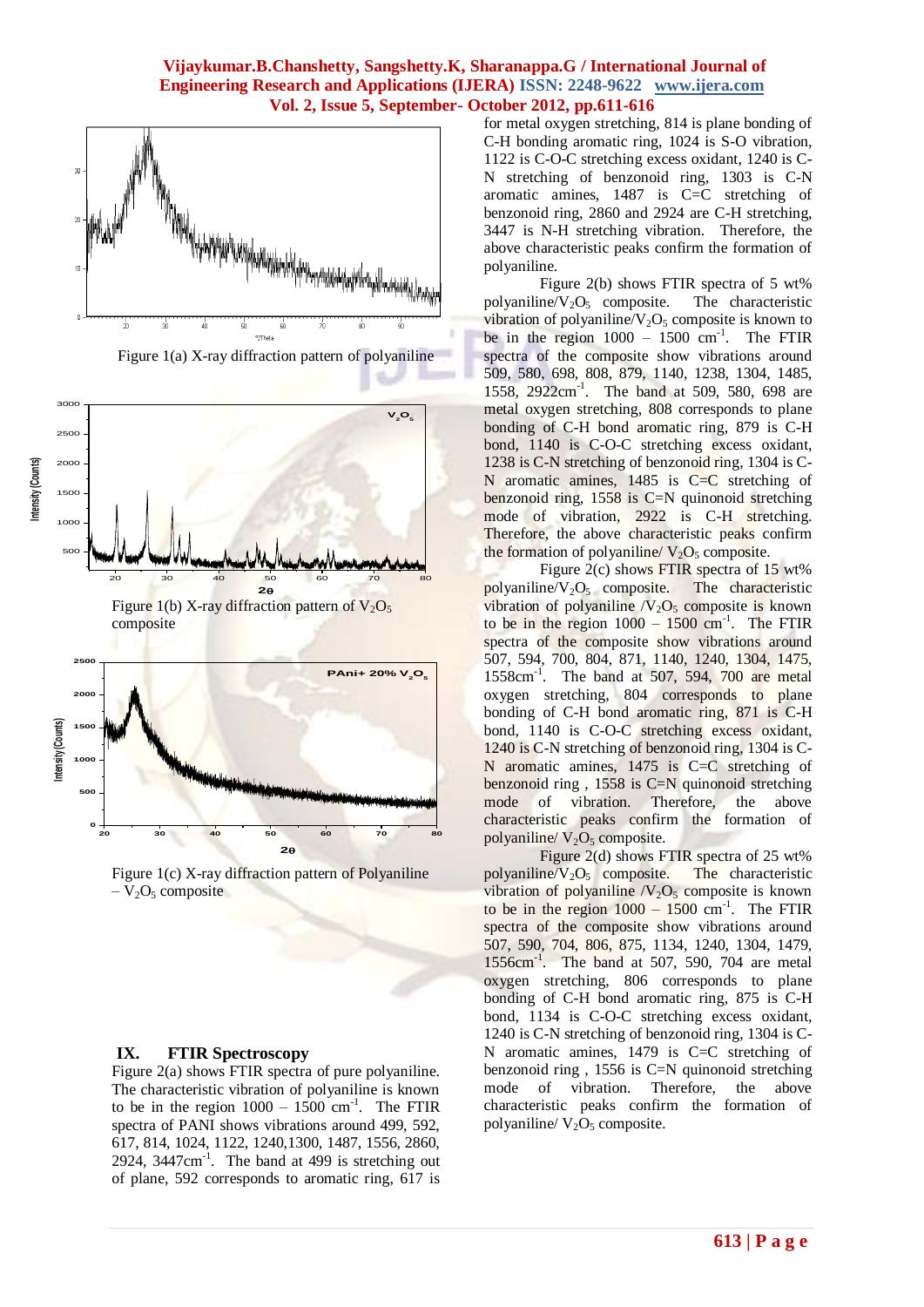Figure 1(a) X-ray diffraction pattern of polyaniline

Figure 1(b) X-ray diffraction pattern of $V_2O_5$ composite

Figure 1(c) X-ray diffraction pattern of Polyaniline – $V_2O_5$ composite

## IX. FTIR Spectroscopy

Figure 2(a) shows FTIR spectra of pure polyaniline. The characteristic vibration of polyaniline is known to be in the region 1000 – 1500 $cm^{-1}$. The FTIR spectra of PANI shows vibrations around 499, 592, 617, 814, 1024, 1122, 1240,1300, 1487, 1556, 2860, 2924, 3447$cm^{-1}$. The band at 499 is stretching out of plane, 592 corresponds to aromatic ring, 617 is for metal oxygen stretching, 814 is plane bonding of C-H bonding aromatic ring, 1024 is S-O vibration, 1122 is C-O-C stretching excess oxidant, 1240 is C-N stretching of benzonoid ring, 1303 is C-N aromatic amines, 1487 is C=C stretching of benzonoid ring, 2860 and 2924 are C-H stretching, 3447 is N-H stretching vibration. Therefore, the above characteristic peaks confirm the formation of polyaniline.

Figure 2(b) shows FTIR spectra of 5 wt% polyaniline/$V_2O_5$ composite. The characteristic vibration of polyaniline/$V_2O_5$ composite is known to be in the region 1000 – 1500 $cm^{-1}$. The FTIR spectra of the composite show vibrations around 509, 580, 698, 808, 879, 1140, 1238, 1304, 1485, 1558, 2922$cm^{-1}$. The band at 509, 580, 698 are metal oxygen stretching, 808 corresponds to plane bonding of C-H bond aromatic ring, 879 is C-H bond, 1140 is C-O-C stretching excess oxidant, 1238 is C-N stretching of benzonoid ring, 1304 is C-N aromatic amines, 1485 is C=C stretching of benzonoid ring, 1558 is C=N quinonoid stretching mode of vibration, 2922 is C-H stretching. Therefore, the above characteristic peaks confirm the formation of polyaniline/ $V_2O_5$ composite.

Figure 2(c) shows FTIR spectra of 15 wt% polyaniline/$V_2O_5$ composite. The characteristic vibration of polyaniline /$V_2O_5$ composite is known to be in the region 1000 – 1500 $cm^{-1}$. The FTIR spectra of the composite show vibrations around 507, 594, 700, 804, 871, 1140, 1240, 1304, 1475, 1558$cm^{-1}$. The band at 507, 594, 700 are metal oxygen stretching, 804 corresponds to plane bonding of C-H bond aromatic ring, 871 is C-H bond, 1140 is C-O-C stretching excess oxidant, 1240 is C-N stretching of benzonoid ring, 1304 is C-N aromatic amines, 1475 is C=C stretching of benzonoid ring , 1558 is C=N quinonoid stretching mode of vibration. Therefore, the above characteristic peaks confirm the formation of polyaniline/ $V_2O_5$ composite.

Figure 2(d) shows FTIR spectra of 25 wt% polyaniline/$V_2O_5$ composite. The characteristic vibration of polyaniline /$V_2O_5$ composite is known to be in the region 1000 – 1500 $cm^{-1}$. The FTIR spectra of the composite show vibrations around 507, 590, 704, 806, 875, 1134, 1240, 1304, 1479, 1556$cm^{-1}$. The band at 507, 590, 704 are metal oxygen stretching, 806 corresponds to plane bonding of C-H bond aromatic ring, 875 is C-H bond, 1134 is C-O-C stretching excess oxidant, 1240 is C-N stretching of benzonoid ring, 1304 is C-N aromatic amines, 1479 is C=C stretching of benzonoid ring , 1556 is C=N quinonoid stretching mode of vibration. Therefore, the above characteristic peaks confirm the formation of polyaniline/ $V_2O_5$ composite.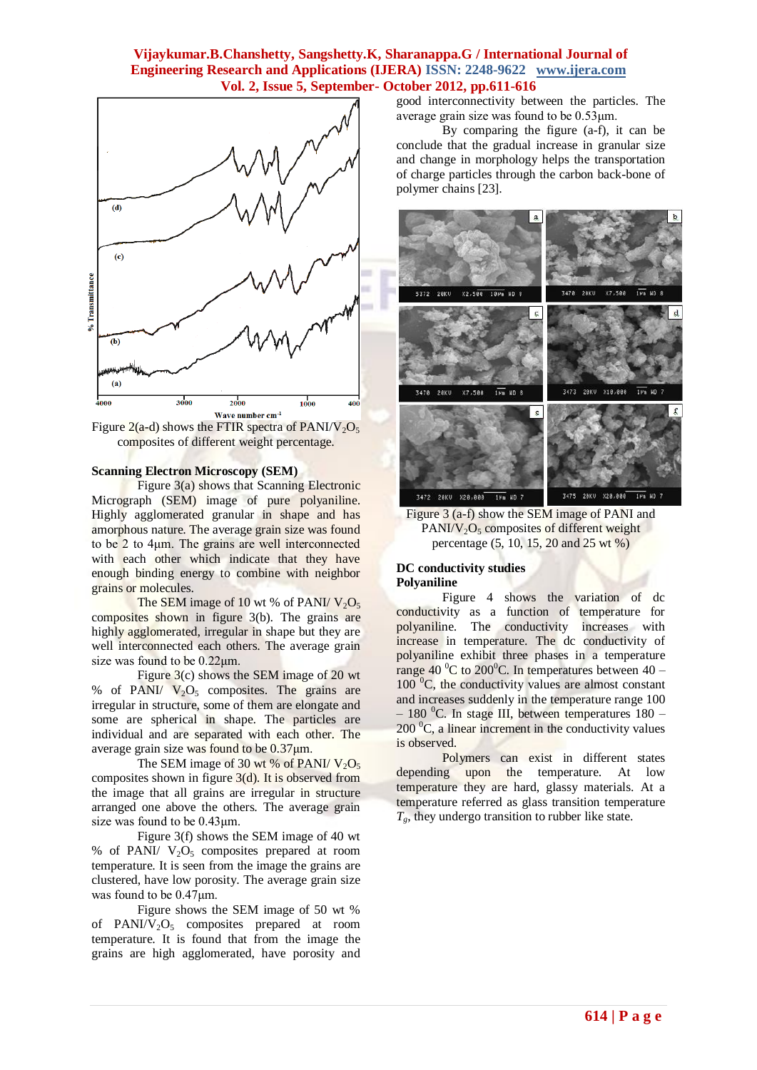Figure 2(a-d) shows the FTIR spectra of PANI/$V_2O_5$ composites of different weight percentage.

### Scanning Electron Microscopy (SEM)

Figure 3(a) shows that Scanning Electronic Micrograph (SEM) image of pure polyaniline. Highly agglomerated granular in shape and has amorphous nature. The average grain size was found to be 2 to 4µm. The grains are well interconnected with each other which indicate that they have enough binding energy to combine with neighbor grains or molecules.

The SEM image of 10 wt % of PANI/ $V_2O_5$ composites shown in figure 3(b). The grains are highly agglomerated, irregular in shape but they are well interconnected each others. The average grain size was found to be 0.22µm.

Figure 3(c) shows the SEM image of 20 wt % of PANI/ $V_2O_5$ composites. The grains are irregular in structure, some of them are elongate and some are spherical in shape. The particles are individual and are separated with each other. The average grain size was found to be 0.37µm.

The SEM image of 30 wt % of PANI/ $V_2O_5$ composites shown in figure 3(d). It is observed from the image that all grains are irregular in structure arranged one above the others. The average grain size was found to be 0.43µm.

Figure 3(f) shows the SEM image of 40 wt % of PANI/ $V_2O_5$ composites prepared at room temperature. It is seen from the image the grains are clustered, have low porosity. The average grain size was found to be 0.47µm.

Figure shows the SEM image of 50 wt % of PANI/$V_2O_5$ composites prepared at room temperature. It is found that from the image the grains are high agglomerated, have porosity and good interconnectivity between the particles. The average grain size was found to be 0.53µm.

By comparing the figure (a-f), it can be conclude that the gradual increase in granular size and change in morphology helps the transportation of charge particles through the carbon back-bone of polymer chains [23].

Figure 3 (a-f) show the SEM image of PANI and PANI/$V_2O_5$ composites of different weight percentage (5, 10, 15, 20 and 25 wt %)

### DC conductivity studies
#### Polyaniline

Figure 4 shows the variation of dc conductivity as a function of temperature for polyaniline. The conductivity increases with increase in temperature. The dc conductivity of polyaniline exhibit three phases in a temperature range 40 $^0$C to 200$^0$C. In temperatures between 40 – 100 $^0$C, the conductivity values are almost constant and increases suddenly in the temperature range 100 – 180 $^0$C. In stage III, between temperatures 180 – 200 $^0$C, a linear increment in the conductivity values is observed.

Polymers can exist in different states depending upon the temperature. At low temperature they are hard, glassy materials. At a temperature referred as glass transition temperature $T_g$, they undergo transition to rubber like state.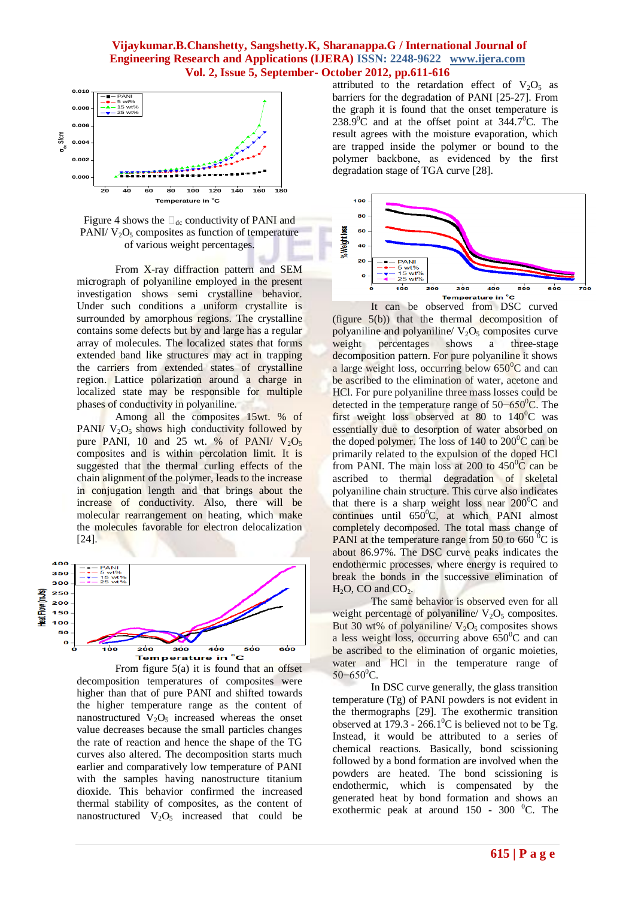Figure 4 shows the $\sigma_{dc}$ conductivity of PANI and PANI/ $V_2O_5$ composites as function of temperature of various weight percentages.

From X-ray diffraction pattern and SEM micrograph of polyaniline employed in the present investigation shows semi crystalline behavior. Under such conditions a uniform crystallite is surrounded by amorphous regions. The crystalline contains some defects but by and large has a regular array of molecules. The localized states that forms extended band like structures may act in trapping the carriers from extended states of crystalline region. Lattice polarization around a charge in localized state may be responsible for multiple phases of conductivity in polyaniline.

Among all the composites 15wt. % of PANI/ $V_2O_5$ shows high conductivity followed by pure PANI, 10 and 25 wt. % of PANI/ $V_2O_5$ composites and is within percolation limit. It is suggested that the thermal curling effects of the chain alignment of the polymer, leads to the increase in conjugation length and that brings about the increase of conductivity. Also, there will be molecular rearrangement on heating, which make the molecules favorable for electron delocalization [24].

From figure 5(a) it is found that an offset decomposition temperatures of composites were higher than that of pure PANI and shifted towards the higher temperature range as the content of nanostructured $V_2O_5$ increased whereas the onset value decreases because the small particles changes the rate of reaction and hence the shape of the TG curves also altered. The decomposition starts much earlier and comparatively low temperature of PANI with the samples having nanostructure titanium dioxide. This behavior confirmed the increased thermal stability of composites, as the content of nanostructured $V_2O_5$ increased that could be attributed the retardation effect of $V_2O_5$ as barriers for the degradation of PANI [25-27]. From the graph it is found that the onset temperature is 238.9$^0$C and at the offset point at 344.7$^0$C. The result agrees with the moisture evaporation, which are trapped inside the polymer or bound to the polymer backbone, as evidenced by the first degradation stage of TGA curve [28].

It can be observed from DSC curved (figure 5(b)) that the thermal decomposition of polyaniline and polyaniline/ $V_2O_5$ composites curve weight percentages shows a three-stage decomposition pattern. For pure polyaniline it shows a large weight loss, occurring below 650$^0$C and can be ascribed to the elimination of water, acetone and HCl. For pure polyaniline three mass losses could be detected in the temperature range of 50−650$^0$C. The first weight loss observed at 80 to 140$^0$C was essentially due to desorption of water absorbed on the doped polymer. The loss of 140 to 200$^0$C can be primarily related to the expulsion of the doped HCl from PANI. The main loss at 200 to 450$^0$C can be ascribed to thermal degradation of skeletal polyaniline chain structure. This curve also indicates that there is a sharp weight loss near 200$^0$C and continues until 650$^0$C, at which PANI almost completely decomposed. The total mass change of PANI at the temperature range from 50 to 660 $^0$C is about 86.97%. The DSC curve peaks indicates the endothermic processes, where energy is required to break the bonds in the successive elimination of $H_2O$, CO and $CO_2$.

The same behavior is observed even for all weight percentage of polyaniline/ $V_2O_5$ composites. But 30 wt% of polyaniline/ $V_2O_5$ composites shows a less weight loss, occurring above 650$^0$C and can be ascribed to the elimination of organic moieties, water and HCl in the temperature range of 50−650$^0$C.

In DSC curve generally, the glass transition temperature (Tg) of PANI powders is not evident in the thermographs [29]. The exothermic transition observed at 179.3 - 266.1$^0$C is believed not to be Tg. Instead, it would be attributed to a series of chemical reactions. Basically, bond scissioning followed by a bond formation are involved when the powders are heated. The bond scissioning is endothermic, which is compensated by the generated heat by bond formation and shows an exothermic peak at around 150 - 300 $^0$C. The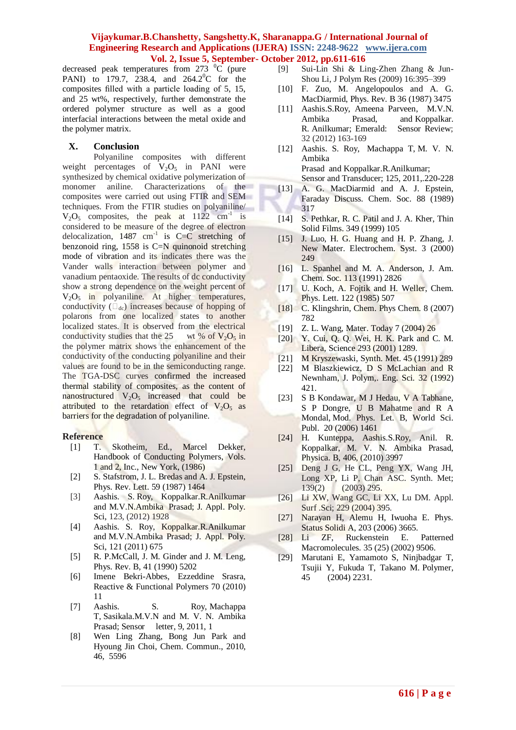decreased peak temperatures from 273 $^0$C (pure PANI) to 179.7, 238.4, and 264.2$^0$C for the composites filled with a particle loading of 5, 15, and 25 wt%, respectively, further demonstrate the ordered polymer structure as well as a good interfacial interactions between the metal oxide and the polymer matrix.

## X. Conclusion

Polyaniline composites with different weight percentages of $V_2O_5$ in PANI were synthesized by chemical oxidative polymerization of monomer aniline. Characterizations of the composites were carried out using FTIR and SEM techniques. From the FTIR studies on polyaniline/ $V_2O_5$ composites, the peak at 1122 cm$^{-1}$ is considered to be measure of the degree of electron delocalization, 1487 cm$^{-1}$ is C=C stretching of benzonoid ring, 1558 is C=N quinonoid stretching mode of vibration and its indicates there was the Vander walls interaction between polymer and vanadium pentaoxide. The results of dc conductivity show a strong dependence on the weight percent of $V_2O_5$ in polyaniline. At higher temperatures, conductivity ($\sigma_{dc}$) increases because of hopping of polarons from one localized states to another localized states. It is observed from the electrical conductivity studies that the 25 wt % of $V_2O_5$ in the polymer matrix shows the enhancement of the conductivity of the conducting polyaniline and their values are found to be in the semiconducting range. The TGA-DSC curves confirmed the increased thermal stability of composites, as the content of nanostructured $V_2O_5$ increased that could be attributed to the retardation effect of $V_2O_5$ as barriers for the degradation of polyaniline.

## Reference

[1] T. Skotheim, Ed., Marcel Dekker, Handbook of Conducting Polymers, Vols. 1 and 2, Inc., New York, (1986)
[2] S. Stafstrom, J. L. Bredas and A. J. Epstein, Phys. Rev. Lett. 59 (1987) 1464
[3] Aashis. S. Roy, Koppalkar.R.Anilkumar and M.V.N.Ambika Prasad; J. Appl. Poly. Sci, 123, (2012) 1928
[4] Aashis. S. Roy, Koppalkar.R.Anilkumar and M.V.N.Ambika Prasad; J. Appl. Poly. Sci, 121 (2011) 675
[5] R. P.McCall, J. M. Ginder and J. M. Leng, Phys. Rev. B, 41 (1990) 5202
[6] Imene Bekri-Abbes, Ezzeddine Srasra, Reactive & Functional Polymers 70 (2010) 11
[7] Aashis. S. Roy, Machappa T, Sasikala.M.V.N and M. V. N. Ambika Prasad; Sensor letter, 9, 2011, 1
[8] Wen Ling Zhang, Bong Jun Park and Hyoung Jin Choi, Chem. Commun., 2010, 46, 5596
[9] Sui-Lin Shi & Ling-Zhen Zhang & Jun-Shou Li, J Polym Res (2009) 16:395–399
[10] F. Zuo, M. Angelopoulos and A. G. MacDiarmid, Phys. Rev. B 36 (1987) 3475
[11] Aashis.S.Roy, Ameena Parveen, M.V.N. Ambika Prasad, and Koppalkar. R. Anilkumar; Emerald: Sensor Review; 32 (2012) 163-169
[12] Aashis. S. Roy, Machappa T, M. V. N. Ambika Prasad and Koppalkar.R.Anilkumar; Sensor and Transducer; 125, 2011,.220-228
[13] A. G. MacDiarmid and A. J. Epstein, Faraday Discuss. Chem. Soc. 88 (1989) 317
[14] S. Pethkar, R. C. Patil and J. A. Kher, Thin Solid Films. 349 (1999) 105
[15] J. Luo, H. G. Huang and H. P. Zhang, J. New Mater. Electrochem. Syst. 3 (2000) 249
[16] L. Spanhel and M. A. Anderson, J. Am. Chem. Soc. 113 (1991) 2826
[17] U. Koch, A. Fojtik and H. Weller, Chem. Phys. Lett. 122 (1985) 507
[18] C. Klingshrin, Chem. Phys Chem. 8 (2007) 782
[19] Z. L. Wang, Mater. Today 7 (2004) 26
[20] Y. Cui, Q. Q. Wei, H. K. Park and C. M. Libera, Science 293 (2001) 1289.
[21] M Kryszewaski, Synth. Met. 45 (1991) 289
[22] M Blaszkiewicz, D S McLachian and R Newnham, J. Polym,. Eng. Sci. 32 (1992) 421.
[23] S B Kondawar, M J Hedau, V A Tabhane, S P Dongre, U B Mahatme and R A Mondal, Mod. Phys. Let. B, World Sci. Publ. 20 (2006) 1461
[24] H. Kunteppa, Aashis.S.Roy, Anil. R. Koppalkar, M. V. N. Ambika Prasad, Physica. B, 406, (2010) 3997
[25] Deng J G, He CL, Peng YX, Wang JH, Long XP, Li P, Chan ASC. Synth. Met; 139(2) (2003) 295.
[26] Li XW, Wang GC, Li XX, Lu DM. Appl. Surf .Sci; 229 (2004) 395.
[27] Narayan H, Alemu H, Iwuoha E. Phys. Status Solidi A, 203 (2006) 3665.
[28] Li ZF, Ruckenstein E. Patterned Macromolecules. 35 (25) (2002) 9506.
[29] Marutani E, Yamamoto S, Ninjbadgar T, Tsujii Y, Fukuda T, Takano M. Polymer, 45 (2004) 2231.